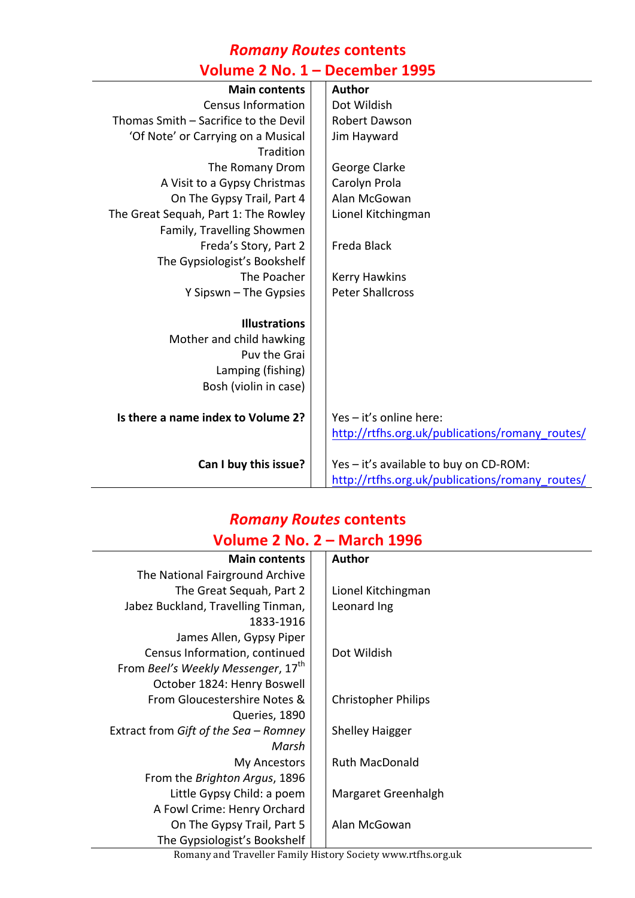## *Romany Routes* contents
## Volume 2 No. 1 – December 1995

| Main contents | Author |
|---|---|
| Census Information | Dot Wildish |
| Thomas Smith – Sacrifice to the Devil | Robert Dawson |
| 'Of Note' or Carrying on a Musical Tradition | Jim Hayward |
| The Romany Drom | George Clarke |
| A Visit to a Gypsy Christmas | Carolyn Prola |
| On The Gypsy Trail, Part 4 | Alan McGowan |
| The Great Sequah, Part 1: The Rowley Family, Travelling Showmen | Lionel Kitchingman |
| Freda's Story, Part 2 | Freda Black |
| The Gypsiologist's Bookshelf | |
| The Poacher | Kerry Hawkins |
| Y Sipswn – The Gypsies | Peter Shallcross |
| **Illustrations** | |
| Mother and child hawking | |
| Puv the Grai | |
| Lamping (fishing) | |
| Bosh (violin in case) | |
| **Is there a name index to Volume 2?** | Yes – it's online here: http://rtfhs.org.uk/publications/romany_routes/ |
| **Can I buy this issue?** | Yes – it's available to buy on CD-ROM: http://rtfhs.org.uk/publications/romany_routes/ |

## *Romany Routes* contents
## Volume 2 No. 2 – March 1996

| Main contents | Author |
|---|---|
| The National Fairground Archive | |
| The Great Sequah, Part 2 | Lionel Kitchingman |
| Jabez Buckland, Travelling Tinman, 1833-1916 | Leonard Ing |
| James Allen, Gypsy Piper | |
| Census Information, continued | Dot Wildish |
| From *Beel's Weekly Messenger*, 17th October 1824: Henry Boswell | |
| From Gloucestershire Notes & Queries, 1890 | Christopher Philips |
| Extract from *Gift of the Sea – Romney Marsh* | Shelley Haigger |
| My Ancestors | Ruth MacDonald |
| From the *Brighton Argus*, 1896 | |
| Little Gypsy Child: a poem | Margaret Greenhalgh |
| A Fowl Crime: Henry Orchard | |
| On The Gypsy Trail, Part 5 | Alan McGowan |
| The Gypsiologist's Bookshelf | |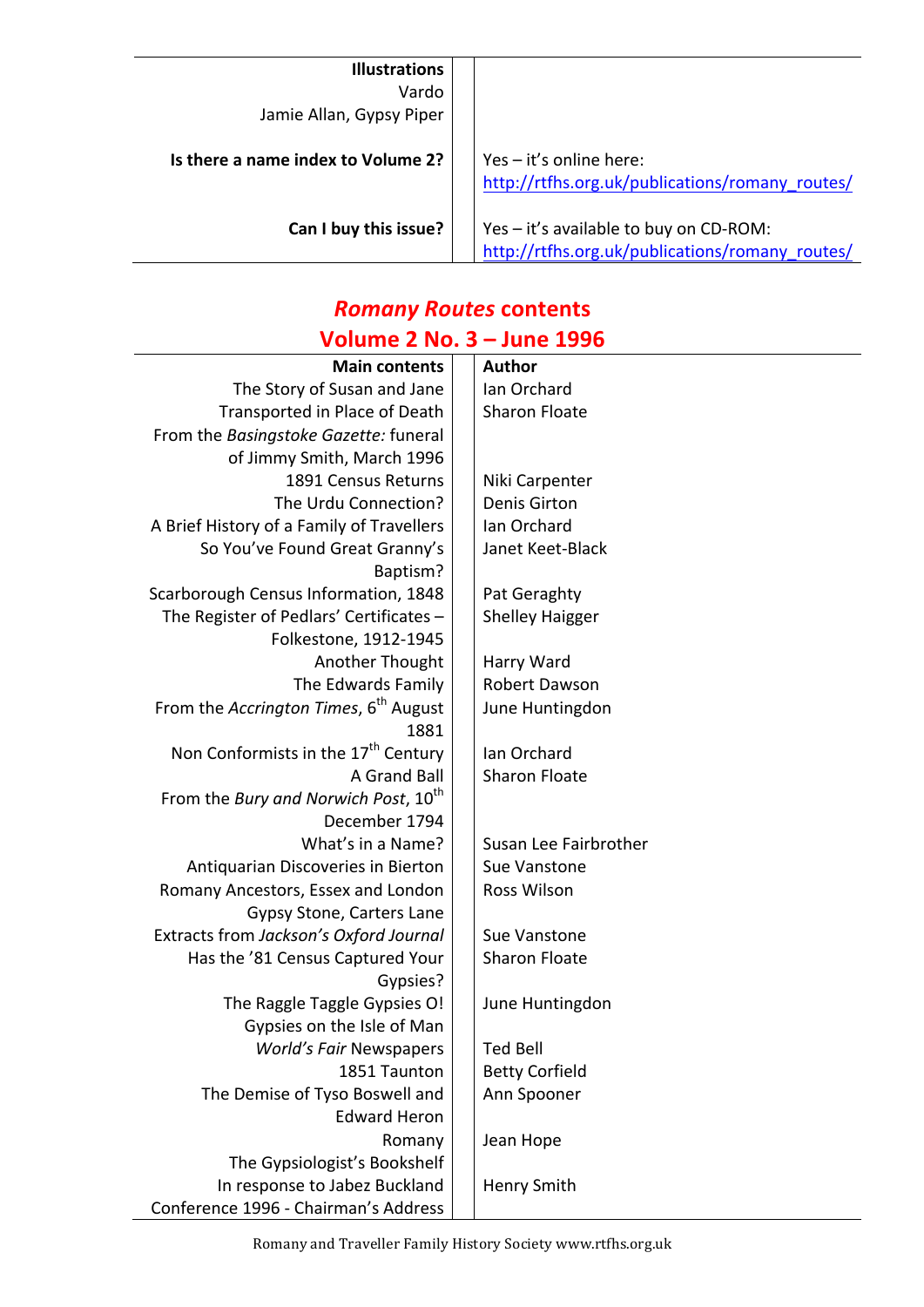| **Illustrations** | |
| --- | --- |
| Vardo | |
| Jamie Allan, Gypsy Piper | |
| **Is there a name index to Volume 2?** | Yes – it's online here: http://rtfhs.org.uk/publications/romany_routes/ |
| **Can I buy this issue?** | Yes – it's available to buy on CD-ROM: http://rtfhs.org.uk/publications/romany_routes/ |

## *Romany Routes* contents
## Volume 2 No. 3 – June 1996

| **Main contents** | **Author** |
| --- | --- |
| The Story of Susan and Jane | Ian Orchard |
| Transported in Place of Death | Sharon Floate |
| From the *Basingstoke Gazette:* funeral of Jimmy Smith, March 1996 | |
| 1891 Census Returns | Niki Carpenter |
| The Urdu Connection? | Denis Girton |
| A Brief History of a Family of Travellers | Ian Orchard |
| So You've Found Great Granny's Baptism? | Janet Keet-Black |
| Scarborough Census Information, 1848 | Pat Geraghty |
| The Register of Pedlars' Certificates – Folkestone, 1912-1945 | Shelley Haigger |
| Another Thought | Harry Ward |
| The Edwards Family | Robert Dawson |
| From the *Accrington Times*, 6th August 1881 | June Huntingdon |
| Non Conformists in the 17th Century | Ian Orchard |
| A Grand Ball | Sharon Floate |
| From the *Bury and Norwich Post*, 10th December 1794 | |
| What's in a Name? | Susan Lee Fairbrother |
| Antiquarian Discoveries in Bierton | Sue Vanstone |
| Romany Ancestors, Essex and London | Ross Wilson |
| Gypsy Stone, Carters Lane | |
| Extracts from *Jackson's Oxford Journal* | Sue Vanstone |
| Has the '81 Census Captured Your Gypsies? | Sharon Floate |
| The Raggle Taggle Gypsies O! | June Huntingdon |
| Gypsies on the Isle of Man | |
| *World's Fair* Newspapers | Ted Bell |
| 1851 Taunton | Betty Corfield |
| The Demise of Tyso Boswell and Edward Heron | Ann Spooner |
| Romany | Jean Hope |
| The Gypsiologist's Bookshelf | |
| In response to Jabez Buckland | Henry Smith |
| Conference 1996 - Chairman's Address | |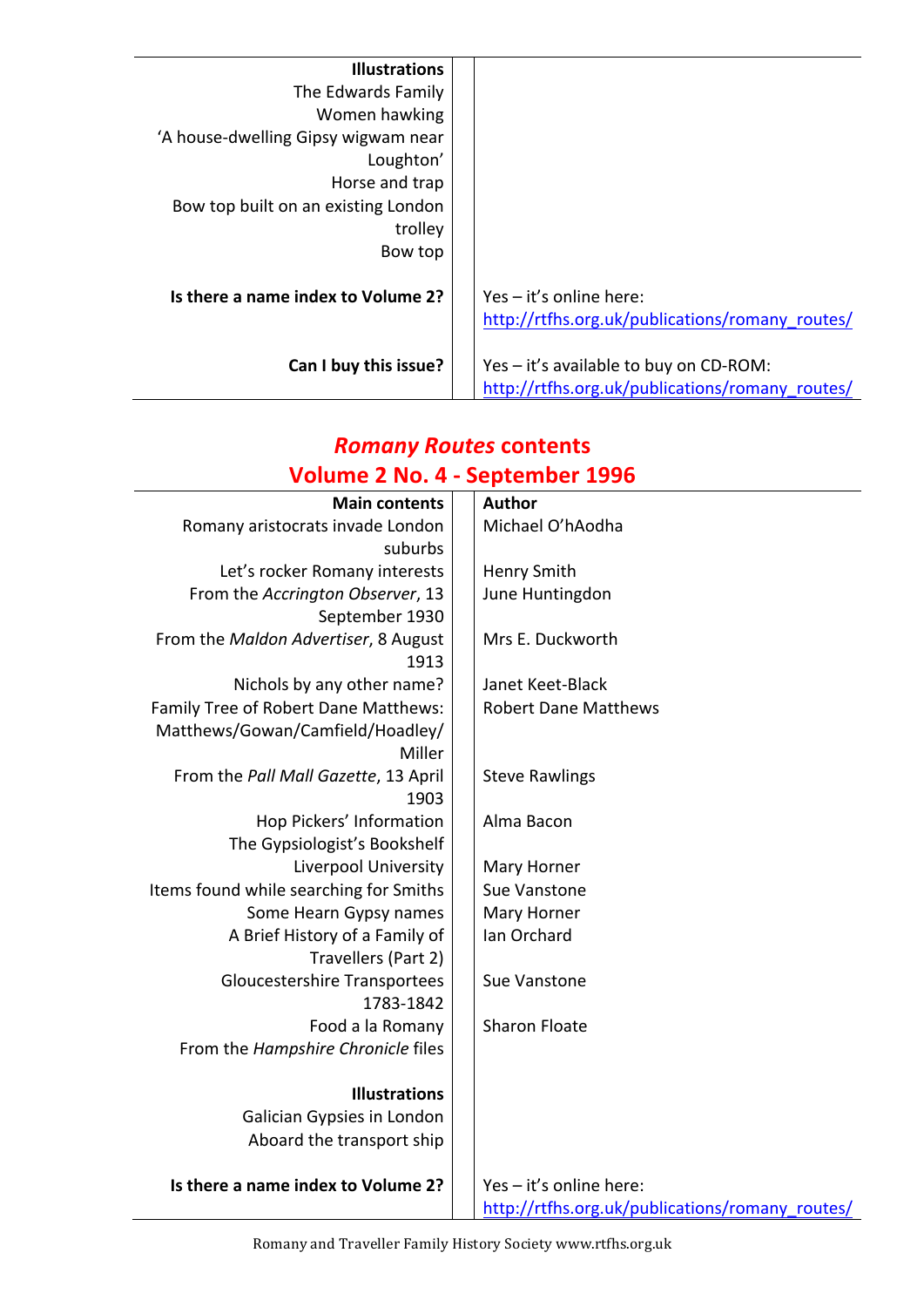| **Illustrations** | |
|---|---|
| The Edwards Family | |
| Women hawking | |
| 'A house-dwelling Gipsy wigwam near Loughton' | |
| Horse and trap | |
| Bow top built on an existing London trolley | |
| Bow top | |
| **Is there a name index to Volume 2?** | Yes – it's online here: http://rtfhs.org.uk/publications/romany_routes/ |
| **Can I buy this issue?** | Yes – it's available to buy on CD-ROM: http://rtfhs.org.uk/publications/romany_routes/ |

## *Romany Routes* contents
## Volume 2 No. 4 - September 1996

| **Main contents** | **Author** |
|---|---|
| Romany aristocrats invade London suburbs | Michael O'hAodha |
| Let's rocker Romany interests | Henry Smith |
| From the *Accrington Observer*, 13 September 1930 | June Huntingdon |
| From the *Maldon Advertiser*, 8 August 1913 | Mrs E. Duckworth |
| Nichols by any other name? | Janet Keet-Black |
| Family Tree of Robert Dane Matthews: Matthews/Gowan/Camfield/Hoadley/ Miller | Robert Dane Matthews |
| From the *Pall Mall Gazette*, 13 April 1903 | Steve Rawlings |
| Hop Pickers' Information | Alma Bacon |
| The Gypsiologist's Bookshelf | |
| Liverpool University | Mary Horner |
| Items found while searching for Smiths | Sue Vanstone |
| Some Hearn Gypsy names | Mary Horner |
| A Brief History of a Family of Travellers (Part 2) | Ian Orchard |
| Gloucestershire Transportees 1783-1842 | Sue Vanstone |
| Food a la Romany | Sharon Floate |
| From the *Hampshire Chronicle* files | |
| **Illustrations** | |
| Galician Gypsies in London | |
| Aboard the transport ship | |
| **Is there a name index to Volume 2?** | Yes – it's online here: http://rtfhs.org.uk/publications/romany_routes/ |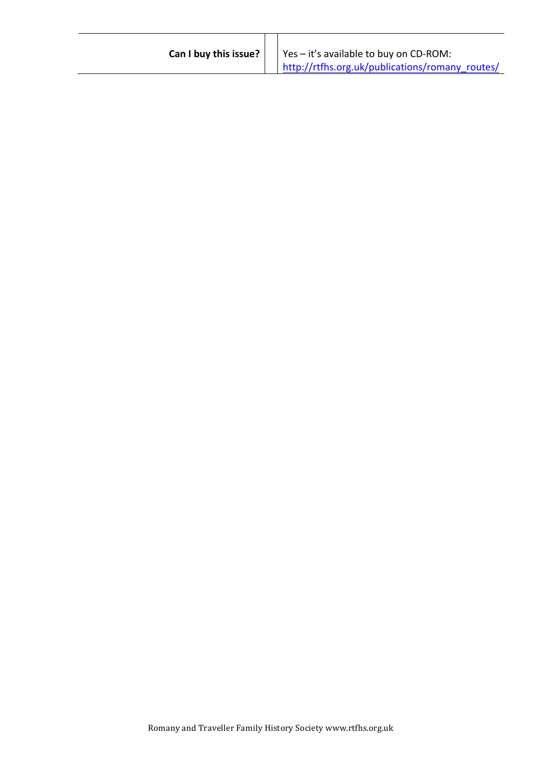| | | |
|---|---|---|
| **Can I buy this issue?** | | Yes – it's available to buy on CD-ROM: http://rtfhs.org.uk/publications/romany_routes/ |